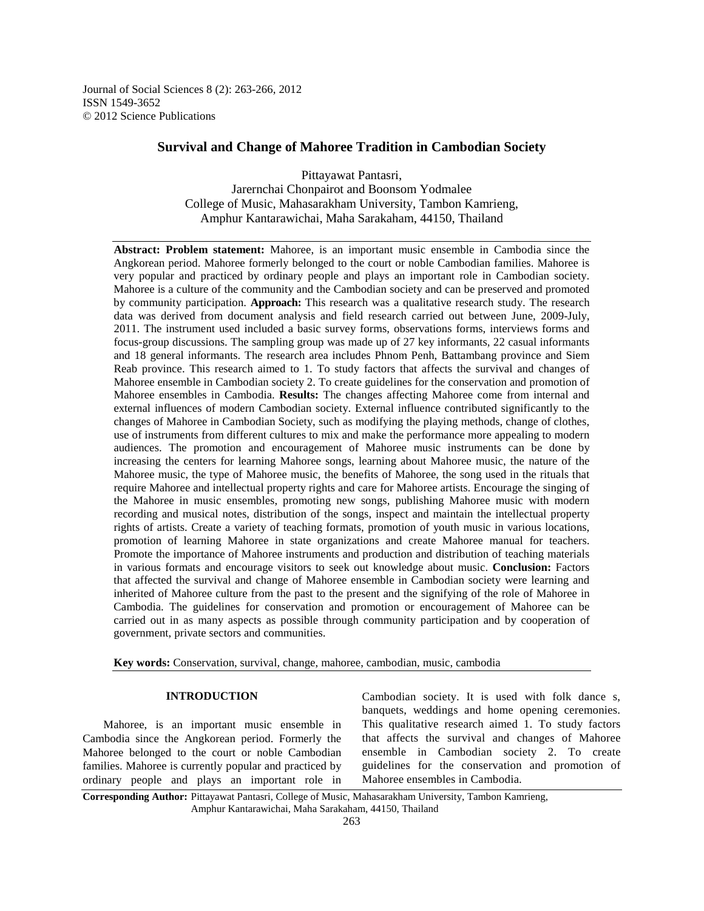# Survival and Change of Mahoree Tradition in Cambodian Society

Pittayawat Pantasri,
Jarernchai Chonpairot and Boonsom Yodmalee
College of Music, Mahasarakham University, Tambon Kamrieng,
Amphur Kantarawichai, Maha Sarakaham, 44150, Thailand

**Abstract: Problem statement:** Mahoree, is an important music ensemble in Cambodia since the Angkorean period. Mahoree formerly belonged to the court or noble Cambodian families. Mahoree is very popular and practiced by ordinary people and plays an important role in Cambodian society. Mahoree is a culture of the community and the Cambodian society and can be preserved and promoted by community participation. **Approach:** This research was a qualitative research study. The research data was derived from document analysis and field research carried out between June, 2009-July, 2011. The instrument used included a basic survey forms, observations forms, interviews forms and focus-group discussions. The sampling group was made up of 27 key informants, 22 casual informants and 18 general informants. The research area includes Phnom Penh, Battambang province and Siem Reab province. This research aimed to 1. To study factors that affects the survival and changes of Mahoree ensemble in Cambodian society 2. To create guidelines for the conservation and promotion of Mahoree ensembles in Cambodia. **Results:** The changes affecting Mahoree come from internal and external influences of modern Cambodian society. External influence contributed significantly to the changes of Mahoree in Cambodian Society, such as modifying the playing methods, change of clothes, use of instruments from different cultures to mix and make the performance more appealing to modern audiences. The promotion and encouragement of Mahoree music instruments can be done by increasing the centers for learning Mahoree songs, learning about Mahoree music, the nature of the Mahoree music, the type of Mahoree music, the benefits of Mahoree, the song used in the rituals that require Mahoree and intellectual property rights and care for Mahoree artists. Encourage the singing of the Mahoree in music ensembles, promoting new songs, publishing Mahoree music with modern recording and musical notes, distribution of the songs, inspect and maintain the intellectual property rights of artists. Create a variety of teaching formats, promotion of youth music in various locations, promotion of learning Mahoree in state organizations and create Mahoree manual for teachers. Promote the importance of Mahoree instruments and production and distribution of teaching materials in various formats and encourage visitors to seek out knowledge about music. **Conclusion:** Factors that affected the survival and change of Mahoree ensemble in Cambodian society were learning and inherited of Mahoree culture from the past to the present and the signifying of the role of Mahoree in Cambodia. The guidelines for conservation and promotion or encouragement of Mahoree can be carried out in as many aspects as possible through community participation and by cooperation of government, private sectors and communities.

**Key words:** Conservation, survival, change, mahoree, cambodian, music, cambodia

## INTRODUCTION

Mahoree, is an important music ensemble in Cambodia since the Angkorean period. Formerly the Mahoree belonged to the court or noble Cambodian families. Mahoree is currently popular and practiced by ordinary people and plays an important role in Cambodian society. It is used with folk dance s, banquets, weddings and home opening ceremonies. This qualitative research aimed 1. To study factors that affects the survival and changes of Mahoree ensemble in Cambodian society 2. To create guidelines for the conservation and promotion of Mahoree ensembles in Cambodia.

**Corresponding Author:** Pittayawat Pantasri, College of Music, Mahasarakham University, Tambon Kamrieng, Amphur Kantarawichai, Maha Sarakaham, 44150, Thailand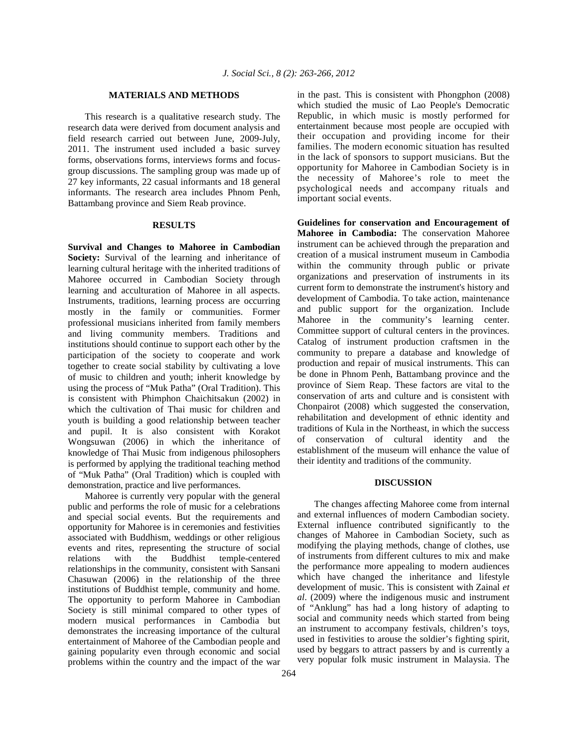## MATERIALS AND METHODS

This research is a qualitative research study. The research data were derived from document analysis and field research carried out between June, 2009-July, 2011. The instrument used included a basic survey forms, observations forms, interviews forms and focus-group discussions. The sampling group was made up of 27 key informants, 22 casual informants and 18 general informants. The research area includes Phnom Penh, Battambang province and Siem Reab province.

## RESULTS

**Survival and Changes to Mahoree in Cambodian Society:** Survival of the learning and inheritance of learning cultural heritage with the inherited traditions of Mahoree occurred in Cambodian Society through learning and acculturation of Mahoree in all aspects. Instruments, traditions, learning process are occurring mostly in the family or communities. Former professional musicians inherited from family members and living community members. Traditions and institutions should continue to support each other by the participation of the society to cooperate and work together to create social stability by cultivating a love of music to children and youth; inherit knowledge by using the process of "Muk Patha" (Oral Tradition). This is consistent with Phimphon Chaichitsakun (2002) in which the cultivation of Thai music for children and youth is building a good relationship between teacher and pupil. It is also consistent with Korakot Wongsuwan (2006) in which the inheritance of knowledge of Thai Music from indigenous philosophers is performed by applying the traditional teaching method of "Muk Patha" (Oral Tradition) which is coupled with demonstration, practice and live performances.

Mahoree is currently very popular with the general public and performs the role of music for a celebrations and special social events. But the requirements and opportunity for Mahoree is in ceremonies and festivities associated with Buddhism, weddings or other religious events and rites, representing the structure of social relations with the Buddhist temple-centered relationships in the community, consistent with Sansani Chasuwan (2006) in the relationship of the three institutions of Buddhist temple, community and home. The opportunity to perform Mahoree in Cambodian Society is still minimal compared to other types of modern musical performances in Cambodia but demonstrates the increasing importance of the cultural entertainment of Mahoree of the Cambodian people and gaining popularity even through economic and social problems within the country and the impact of the war in the past. This is consistent with Phongphon (2008) which studied the music of Lao People's Democratic Republic, in which music is mostly performed for entertainment because most people are occupied with their occupation and providing income for their families. The modern economic situation has resulted in the lack of sponsors to support musicians. But the opportunity for Mahoree in Cambodian Society is in the necessity of Mahoree's role to meet the psychological needs and accompany rituals and important social events.

**Guidelines for conservation and Encouragement of Mahoree in Cambodia:** The conservation Mahoree instrument can be achieved through the preparation and creation of a musical instrument museum in Cambodia within the community through public or private organizations and preservation of instruments in its current form to demonstrate the instrument's history and development of Cambodia. To take action, maintenance and public support for the organization. Include Mahoree in the community's learning center. Committee support of cultural centers in the provinces. Catalog of instrument production craftsmen in the community to prepare a database and knowledge of production and repair of musical instruments. This can be done in Phnom Penh, Battambang province and the province of Siem Reap. These factors are vital to the conservation of arts and culture and is consistent with Chonpairot (2008) which suggested the conservation, rehabilitation and development of ethnic identity and traditions of Kula in the Northeast, in which the success of conservation of cultural identity and the establishment of the museum will enhance the value of their identity and traditions of the community.

## DISCUSSION

The changes affecting Mahoree come from internal and external influences of modern Cambodian society. External influence contributed significantly to the changes of Mahoree in Cambodian Society, such as modifying the playing methods, change of clothes, use of instruments from different cultures to mix and make the performance more appealing to modern audiences which have changed the inheritance and lifestyle development of music. This is consistent with Zainal *et al*. (2009) where the indigenous music and instrument of "Anklung" has had a long history of adapting to social and community needs which started from being an instrument to accompany festivals, children's toys, used in festivities to arouse the soldier's fighting spirit, used by beggars to attract passers by and is currently a very popular folk music instrument in Malaysia. The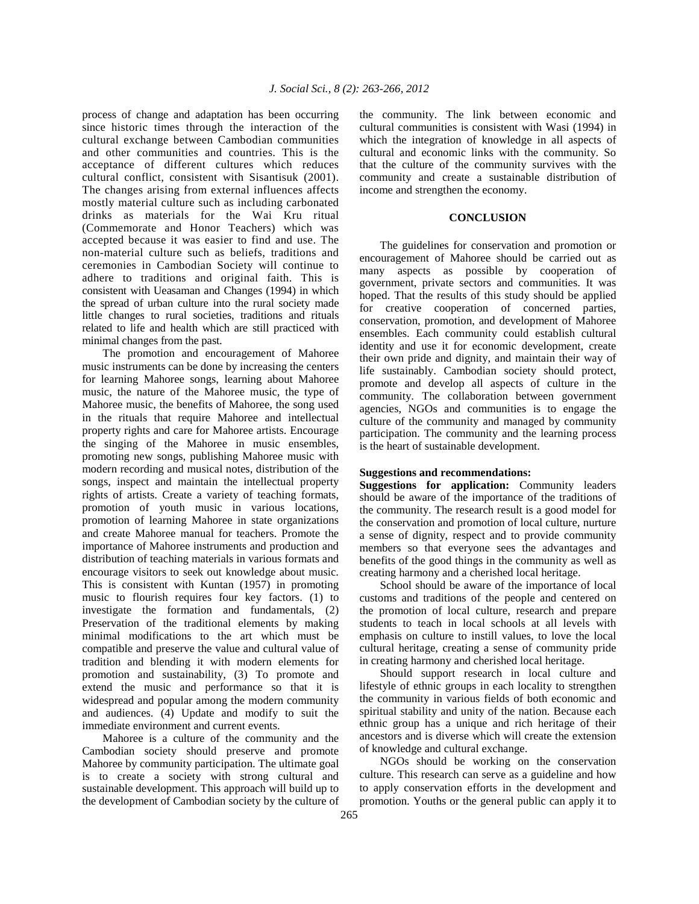process of change and adaptation has been occurring since historic times through the interaction of the cultural exchange between Cambodian communities and other communities and countries. This is the acceptance of different cultures which reduces cultural conflict, consistent with Sisantisuk (2001). The changes arising from external influences affects mostly material culture such as including carbonated drinks as materials for the Wai Kru ritual (Commemorate and Honor Teachers) which was accepted because it was easier to find and use. The non-material culture such as beliefs, traditions and ceremonies in Cambodian Society will continue to adhere to traditions and original faith. This is consistent with Ueasaman and Changes (1994) in which the spread of urban culture into the rural society made little changes to rural societies, traditions and rituals related to life and health which are still practiced with minimal changes from the past.

The promotion and encouragement of Mahoree music instruments can be done by increasing the centers for learning Mahoree songs, learning about Mahoree music, the nature of the Mahoree music, the type of Mahoree music, the benefits of Mahoree, the song used in the rituals that require Mahoree and intellectual property rights and care for Mahoree artists. Encourage the singing of the Mahoree in music ensembles, promoting new songs, publishing Mahoree music with modern recording and musical notes, distribution of the songs, inspect and maintain the intellectual property rights of artists. Create a variety of teaching formats, promotion of youth music in various locations, promotion of learning Mahoree in state organizations and create Mahoree manual for teachers. Promote the importance of Mahoree instruments and production and distribution of teaching materials in various formats and encourage visitors to seek out knowledge about music. This is consistent with Kuntan (1957) in promoting music to flourish requires four key factors. (1) to investigate the formation and fundamentals, (2) Preservation of the traditional elements by making minimal modifications to the art which must be compatible and preserve the value and cultural value of tradition and blending it with modern elements for promotion and sustainability, (3) To promote and extend the music and performance so that it is widespread and popular among the modern community and audiences. (4) Update and modify to suit the immediate environment and current events.

Mahoree is a culture of the community and the Cambodian society should preserve and promote Mahoree by community participation. The ultimate goal is to create a society with strong cultural and sustainable development. This approach will build up to the development of Cambodian society by the culture of the community. The link between economic and cultural communities is consistent with Wasi (1994) in which the integration of knowledge in all aspects of cultural and economic links with the community. So that the culture of the community survives with the community and create a sustainable distribution of income and strengthen the economy.

## CONCLUSION

The guidelines for conservation and promotion or encouragement of Mahoree should be carried out as many aspects as possible by cooperation of government, private sectors and communities. It was hoped. That the results of this study should be applied for creative cooperation of concerned parties, conservation, promotion, and development of Mahoree ensembles. Each community could establish cultural identity and use it for economic development, create their own pride and dignity, and maintain their way of life sustainably. Cambodian society should protect, promote and develop all aspects of culture in the community. The collaboration between government agencies, NGOs and communities is to engage the culture of the community and managed by community participation. The community and the learning process is the heart of sustainable development.

**Suggestions and recommendations:**

**Suggestions for application:** Community leaders should be aware of the importance of the traditions of the community. The research result is a good model for the conservation and promotion of local culture, nurture a sense of dignity, respect and to provide community members so that everyone sees the advantages and benefits of the good things in the community as well as creating harmony and a cherished local heritage.

School should be aware of the importance of local customs and traditions of the people and centered on the promotion of local culture, research and prepare students to teach in local schools at all levels with emphasis on culture to instill values, to love the local cultural heritage, creating a sense of community pride in creating harmony and cherished local heritage.

Should support research in local culture and lifestyle of ethnic groups in each locality to strengthen the community in various fields of both economic and spiritual stability and unity of the nation. Because each ethnic group has a unique and rich heritage of their ancestors and is diverse which will create the extension of knowledge and cultural exchange.

NGOs should be working on the conservation culture. This research can serve as a guideline and how to apply conservation efforts in the development and promotion. Youths or the general public can apply it to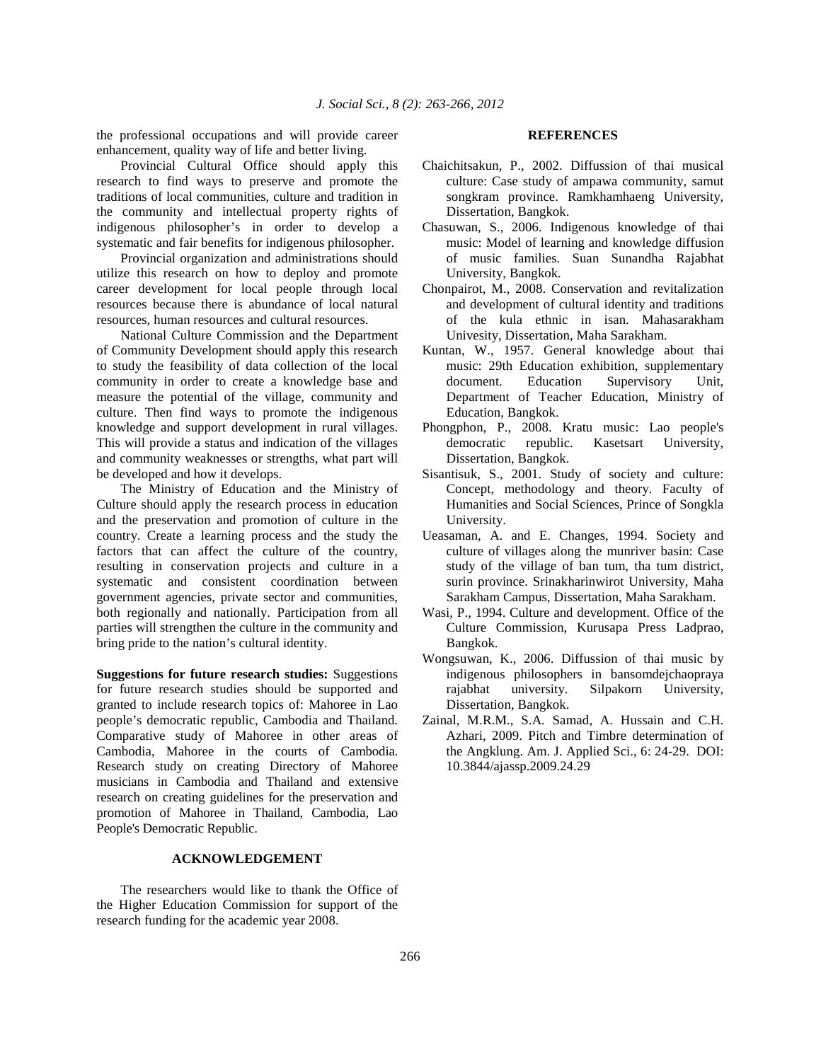the professional occupations and will provide career enhancement, quality way of life and better living.

Provincial Cultural Office should apply this research to find ways to preserve and promote the traditions of local communities, culture and tradition in the community and intellectual property rights of indigenous philosopher's in order to develop a systematic and fair benefits for indigenous philosopher.

Provincial organization and administrations should utilize this research on how to deploy and promote career development for local people through local resources because there is abundance of local natural resources, human resources and cultural resources.

National Culture Commission and the Department of Community Development should apply this research to study the feasibility of data collection of the local community in order to create a knowledge base and measure the potential of the village, community and culture. Then find ways to promote the indigenous knowledge and support development in rural villages. This will provide a status and indication of the villages and community weaknesses or strengths, what part will be developed and how it develops.

The Ministry of Education and the Ministry of Culture should apply the research process in education and the preservation and promotion of culture in the country. Create a learning process and the study the factors that can affect the culture of the country, resulting in conservation projects and culture in a systematic and consistent coordination between government agencies, private sector and communities, both regionally and nationally. Participation from all parties will strengthen the culture in the community and bring pride to the nation's cultural identity.

**Suggestions for future research studies:** Suggestions for future research studies should be supported and granted to include research topics of: Mahoree in Lao people's democratic republic, Cambodia and Thailand. Comparative study of Mahoree in other areas of Cambodia, Mahoree in the courts of Cambodia. Research study on creating Directory of Mahoree musicians in Cambodia and Thailand and extensive research on creating guidelines for the preservation and promotion of Mahoree in Thailand, Cambodia, Lao People's Democratic Republic.

## ACKNOWLEDGEMENT

The researchers would like to thank the Office of the Higher Education Commission for support of the research funding for the academic year 2008.

## REFERENCES

Chaichitsakun, P., 2002. Diffussion of thai musical culture: Case study of ampawa community, samut songkram province. Ramkhamhaeng University, Dissertation, Bangkok.

Chasuwan, S., 2006. Indigenous knowledge of thai music: Model of learning and knowledge diffusion of music families. Suan Sunandha Rajabhat University, Bangkok.

Chonpairot, M., 2008. Conservation and revitalization and development of cultural identity and traditions of the kula ethnic in isan. Mahasarakham Univesity, Dissertation, Maha Sarakham.

Kuntan, W., 1957. General knowledge about thai music: 29th Education exhibition, supplementary document. Education Supervisory Unit, Department of Teacher Education, Ministry of Education, Bangkok.

Phongphon, P., 2008. Kratu music: Lao people's democratic republic. Kasetsart University, Dissertation, Bangkok.

Sisantisuk, S., 2001. Study of society and culture: Concept, methodology and theory. Faculty of Humanities and Social Sciences, Prince of Songkla University.

Ueasaman, A. and E. Changes, 1994. Society and culture of villages along the munriver basin: Case study of the village of ban tum, tha tum district, surin province. Srinakharinwirot University, Maha Sarakham Campus, Dissertation, Maha Sarakham.

Wasi, P., 1994. Culture and development. Office of the Culture Commission, Kurusapa Press Ladprao, Bangkok.

Wongsuwan, K., 2006. Diffussion of thai music by indigenous philosophers in bansomdejchaopraya rajabhat university. Silpakorn University, Dissertation, Bangkok.

Zainal, M.R.M., S.A. Samad, A. Hussain and C.H. Azhari, 2009. Pitch and Timbre determination of the Angklung. Am. J. Applied Sci., 6: 24-29. DOI: 10.3844/ajassp.2009.24.29